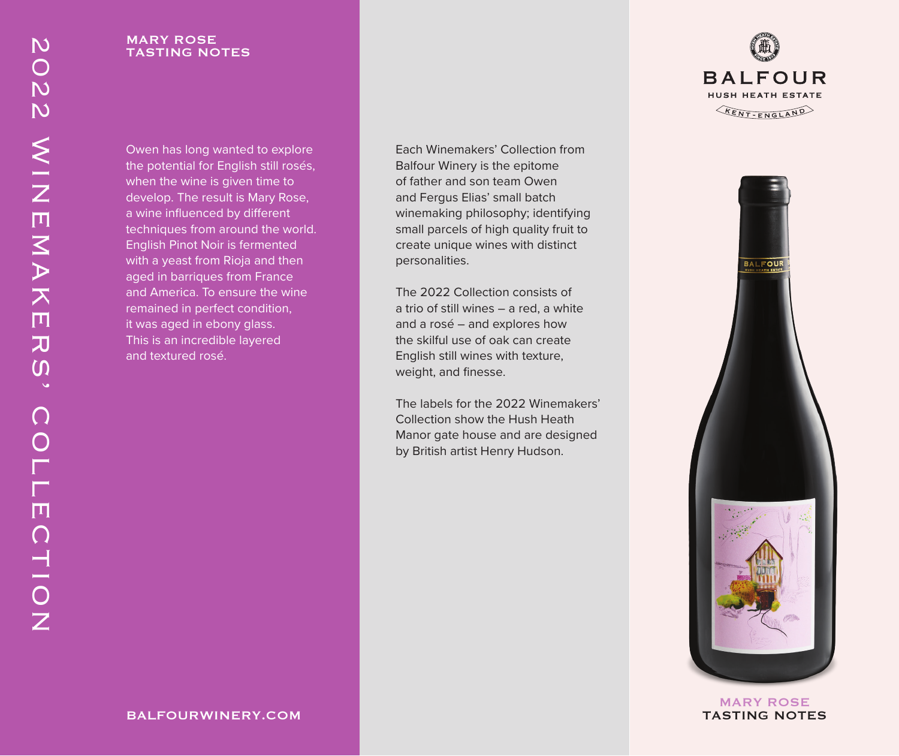# 2022 WINEMAKERS' COLLECTION

## MARY ROSE TASTING NOTES

Owen has long wanted to explore the potential for English still rosés, when the wine is given time to develop. The result is Mary Rose, a wine influenced by different techniques from around the world. English Pinot Noir is fermented with a yeast from Rioja and then aged in barriques from France and America. To ensure the wine remained in perfect condition, it was aged in ebony glass. This is an incredible layered and textured rosé.

BALFOURWINERY.COM

Each Winemakers' Collection from Balfour Winery is the epitome of father and son team Owen and Fergus Elias' small batch winemaking philosophy; identifying small parcels of high quality fruit to create unique wines with distinct personalities.

The 2022 Collection consists of a trio of still wines – a red, a white and a rosé – and explores how the skilful use of oak can create English still wines with texture, weight, and finesse.

The labels for the 2022 Winemakers' Collection show the Hush Heath Manor gate house and are designed by British artist Henry Hudson.

BALFOUR
HUSH HEATH ESTATE
KENT-ENGLAND

MARY ROSE
TASTING NOTES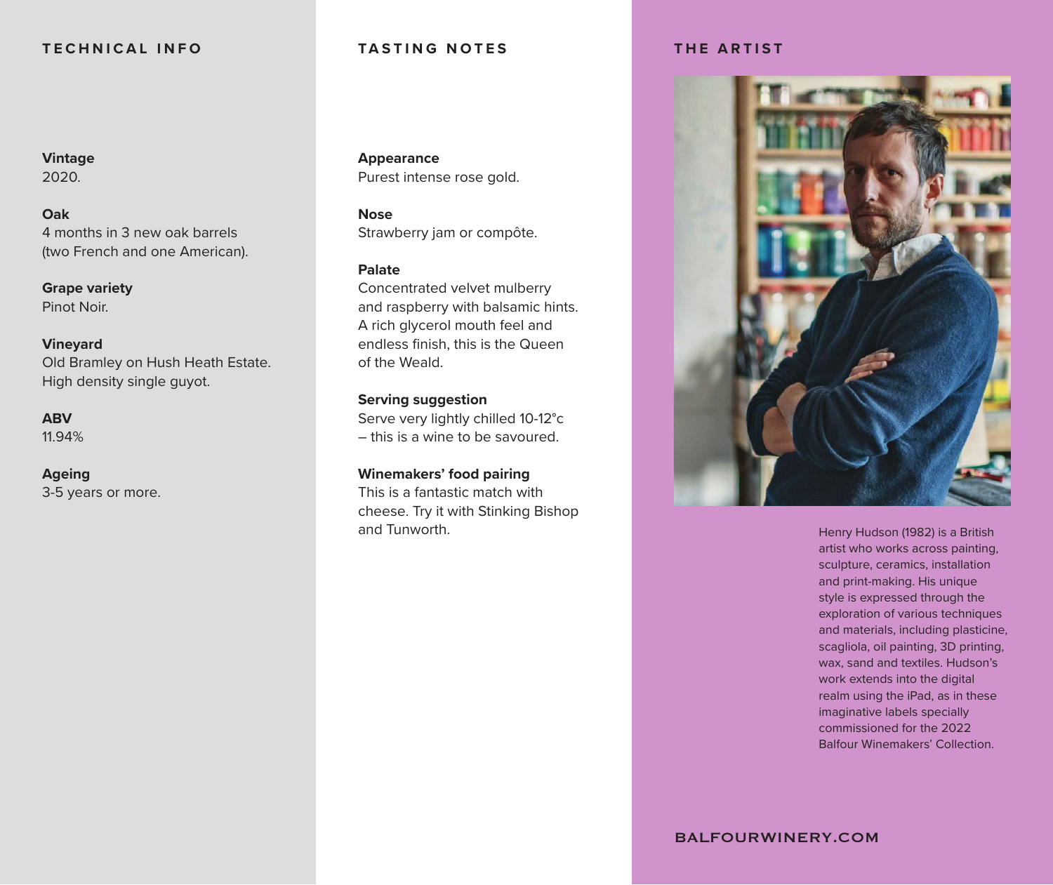## TECHNICAL INFO

**Vintage**
2020.

**Oak**
4 months in 3 new oak barrels (two French and one American).

**Grape variety**
Pinot Noir.

**Vineyard**
Old Bramley on Hush Heath Estate. High density single guyot.

**ABV**
11.94%

**Ageing**
3-5 years or more.

## TASTING NOTES

**Appearance**
Purest intense rose gold.

**Nose**
Strawberry jam or compôte.

**Palate**
Concentrated velvet mulberry and raspberry with balsamic hints. A rich glycerol mouth feel and endless finish, this is the Queen of the Weald.

**Serving suggestion**
Serve very lightly chilled 10-12°c – this is a wine to be savoured.

**Winemakers' food pairing**
This is a fantastic match with cheese. Try it with Stinking Bishop and Tunworth.

## THE ARTIST

Henry Hudson (1982) is a British artist who works across painting, sculpture, ceramics, installation and print-making. His unique style is expressed through the exploration of various techniques and materials, including plasticine, scagliola, oil painting, 3D printing, wax, sand and textiles. Hudson's work extends into the digital realm using the iPad, as in these imaginative labels specially commissioned for the 2022 Balfour Winemakers' Collection.

BALFOURWINERY.COM